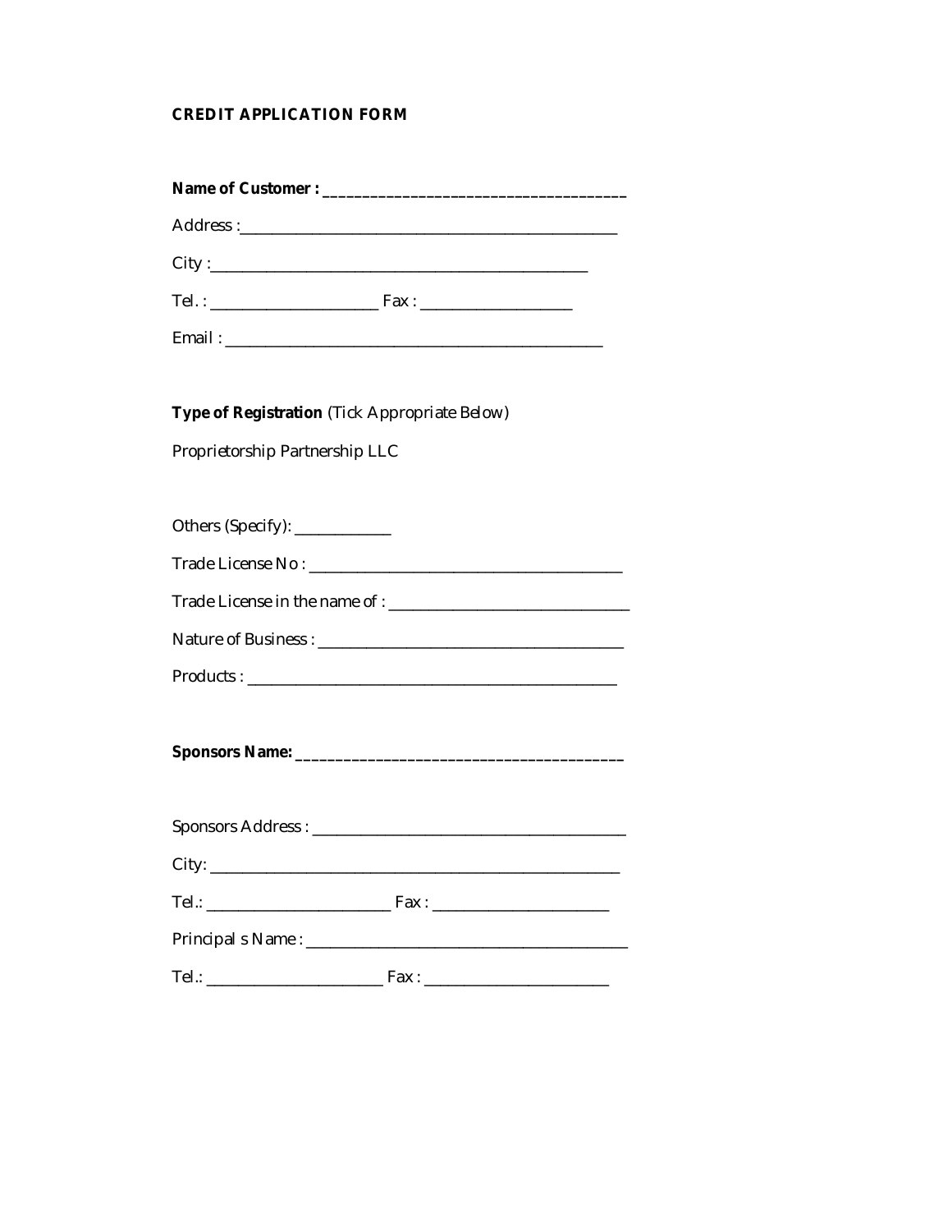**CREDIT APPLICATION FORM**

**Name of Customer : ______________________________________**

Address :_______________________________________________

City :______________________________________________

Tel. : _____________________ Fax : ___________________

Email : _______________________________________________

**Type of Registration** (Tick Appropriate Below)

Proprietorship Partnership LLC

Others (Specify): ____________

Trade License No : _______________________________________

Trade License in the name of : ______________________________

Nature of Business : ______________________________________

Products : _______________________________________________

**Sponsors Name: __________________________________________**

Sponsors Address : ________________________________________

City: _______________________________________________________

Tel.: _______________________ Fax : ______________________

Principal s Name : ________________________________________

Tel.: ______________________ Fax : _______________________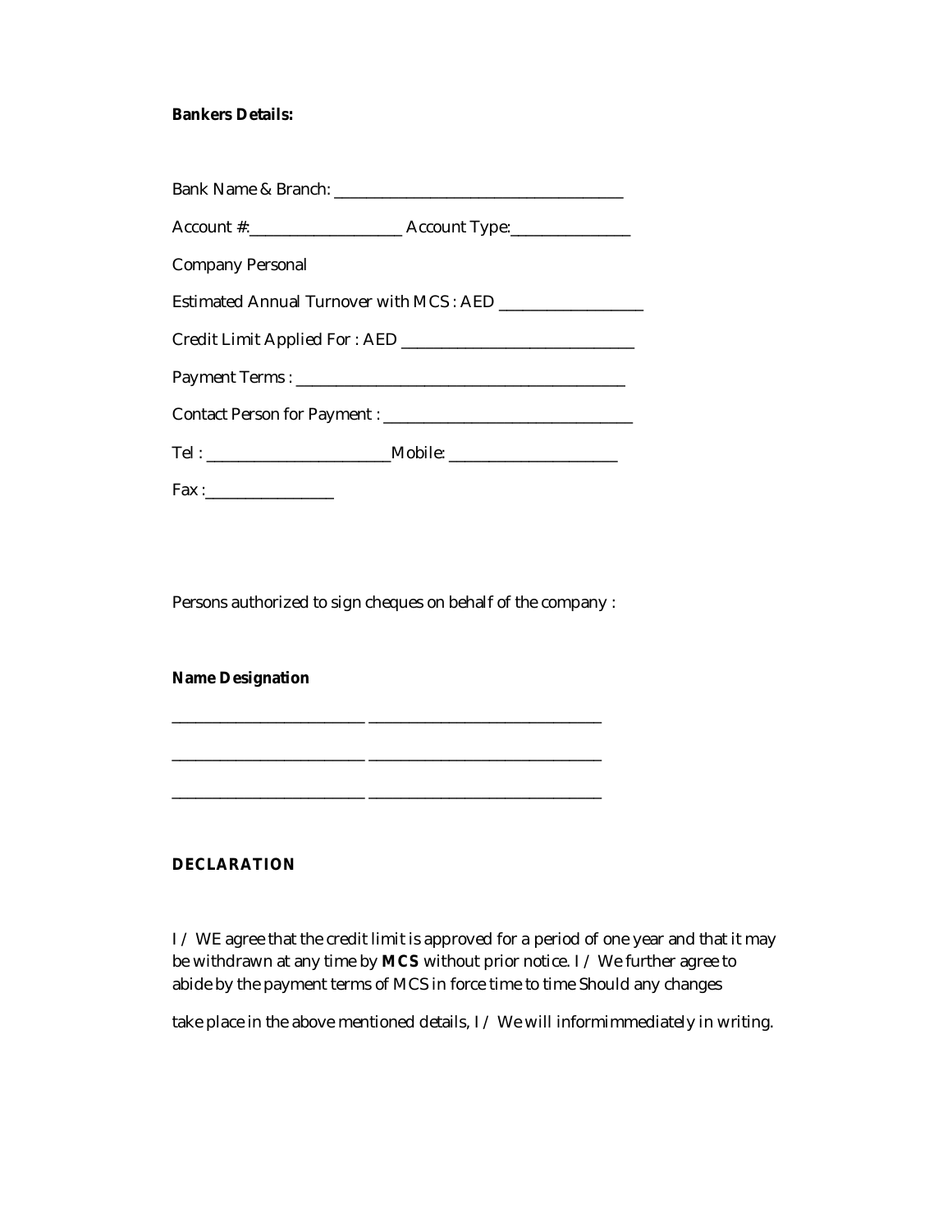**Bankers Details:**

Bank Name & Branch: ____________________________________

Account #:___________________ Account Type:_______________

Company Personal

Estimated Annual Turnover with MCS : AED __________________

Credit Limit Applied For : AED ______________________________

Payment Terms : _________________________________________

Contact Person for Payment : ________________________________

Tel : _______________________Mobile: ______________________

Fax :________________

Persons authorized to sign cheques on behalf of the company :

**Name Designation**

________________________ _____________________________

________________________ _____________________________

________________________ _____________________________

**DECLARATION**

I / WE agree that the credit limit is approved for a period of one year and that it may be withdrawn at any time by **MCS** without prior notice. I / We further agree to abide by the payment terms of MCS in force time to time Should any changes

take place in the above mentioned details, I / We will informimmediately in writing.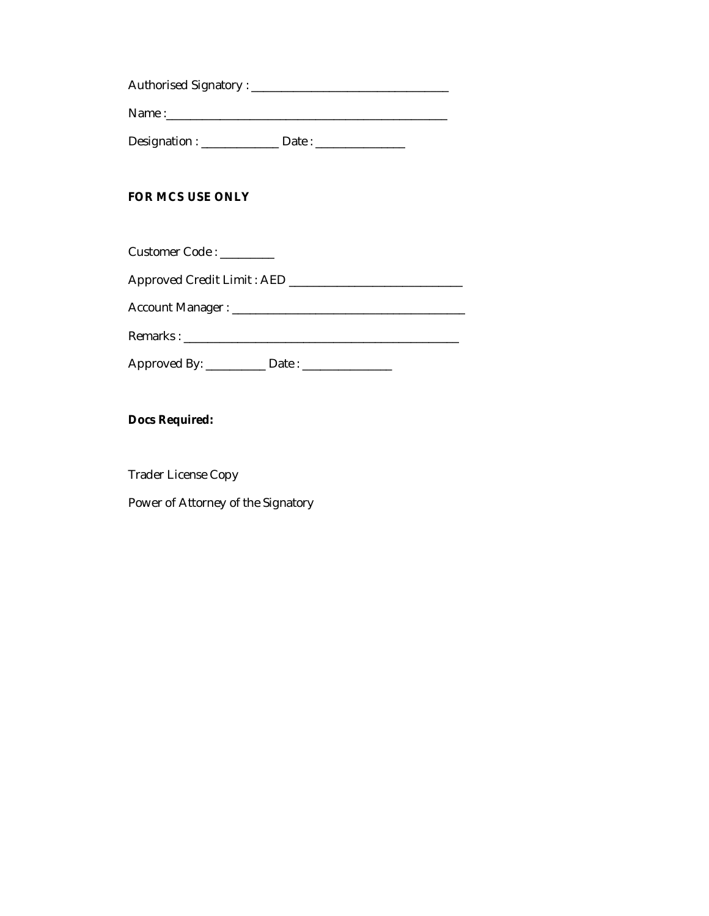Authorised Signatory : ________________________________

Name :______________________________________________

Designation : _____________ Date : _______________

**FOR MCS USE ONLY**

Customer Code : _________

Approved Credit Limit : AED _____________________________

Account Manager : _______________________________________

Remarks : _____________________________________________

Approved By: __________ Date : _______________

**Docs Required:**

Trader License Copy

Power of Attorney of the Signatory